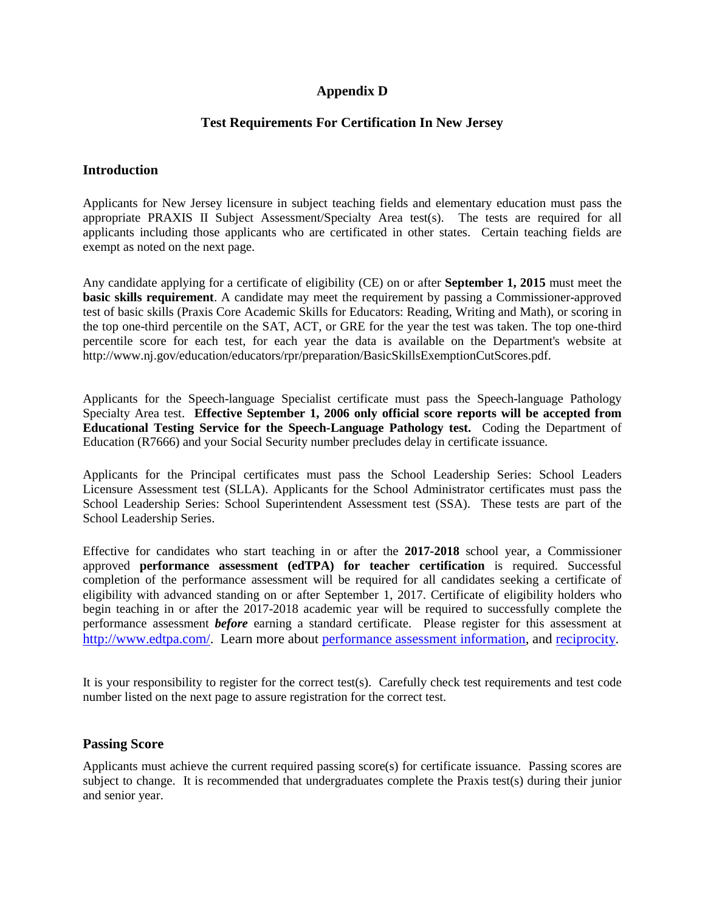# Appendix D

## Test Requirements For Certification In New Jersey

### Introduction

Applicants for New Jersey licensure in subject teaching fields and elementary education must pass the appropriate PRAXIS II Subject Assessment/Specialty Area test(s). The tests are required for all applicants including those applicants who are certificated in other states. Certain teaching fields are exempt as noted on the next page.

Any candidate applying for a certificate of eligibility (CE) on or after **September 1, 2015** must meet the **basic skills requirement**. A candidate may meet the requirement by passing a Commissioner-approved test of basic skills (Praxis Core Academic Skills for Educators: Reading, Writing and Math), or scoring in the top one-third percentile on the SAT, ACT, or GRE for the year the test was taken. The top one-third percentile score for each test, for each year the data is available on the Department's website at http://www.nj.gov/education/educators/rpr/preparation/BasicSkillsExemptionCutScores.pdf.

Applicants for the Speech-language Specialist certificate must pass the Speech-language Pathology Specialty Area test. **Effective September 1, 2006 only official score reports will be accepted from Educational Testing Service for the Speech-Language Pathology test.** Coding the Department of Education (R7666) and your Social Security number precludes delay in certificate issuance.

Applicants for the Principal certificates must pass the School Leadership Series: School Leaders Licensure Assessment test (SLLA). Applicants for the School Administrator certificates must pass the School Leadership Series: School Superintendent Assessment test (SSA). These tests are part of the School Leadership Series.

Effective for candidates who start teaching in or after the **2017-2018** school year, a Commissioner approved **performance assessment (edTPA) for teacher certification** is required. Successful completion of the performance assessment will be required for all candidates seeking a certificate of eligibility with advanced standing on or after September 1, 2017. Certificate of eligibility holders who begin teaching in or after the 2017-2018 academic year will be required to successfully complete the performance assessment ***before*** earning a standard certificate. Please register for this assessment at http://www.edtpa.com/. Learn more about performance assessment information, and reciprocity.

It is your responsibility to register for the correct test(s). Carefully check test requirements and test code number listed on the next page to assure registration for the correct test.

### Passing Score

Applicants must achieve the current required passing score(s) for certificate issuance. Passing scores are subject to change. It is recommended that undergraduates complete the Praxis test(s) during their junior and senior year.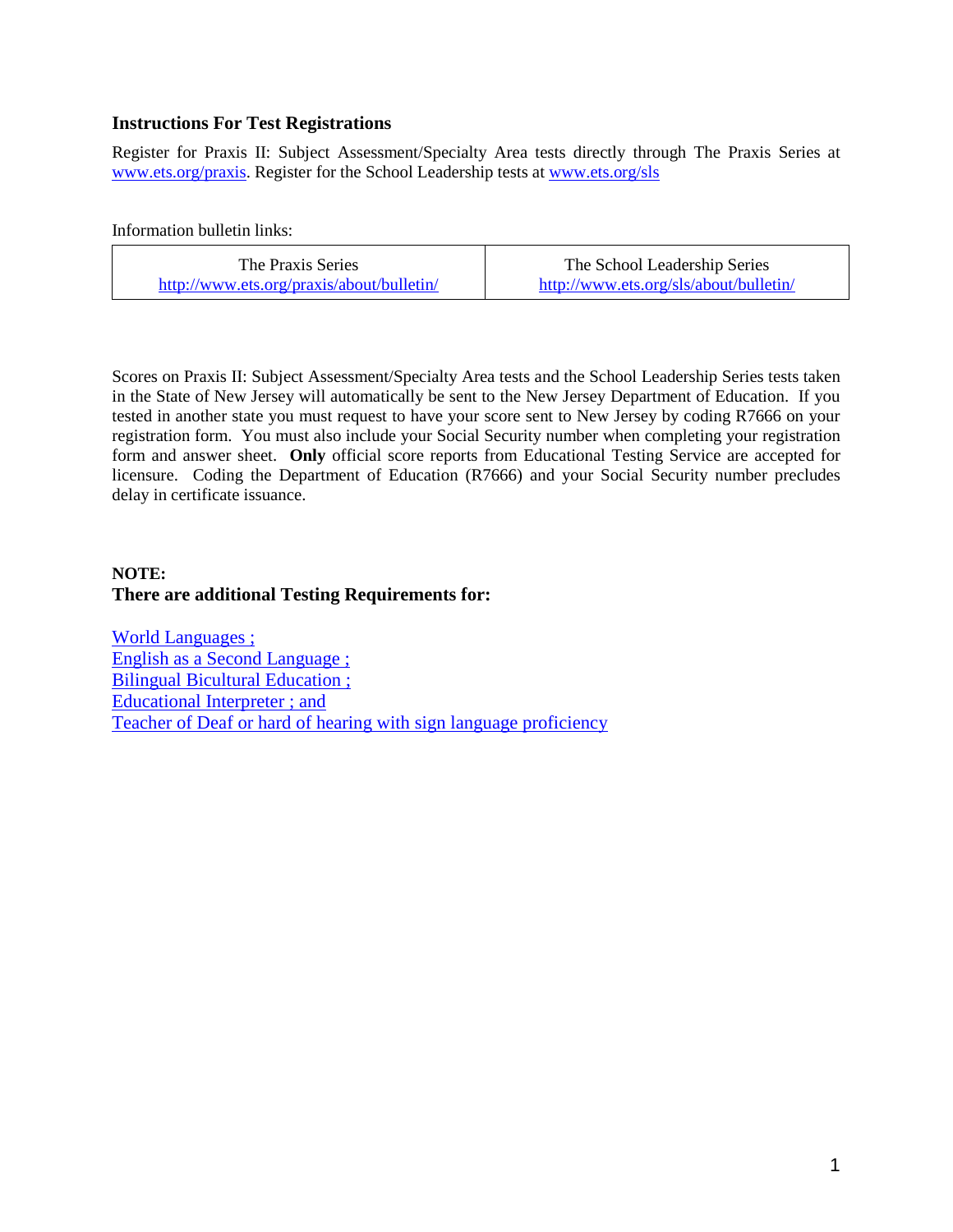### Instructions For Test Registrations

Register for Praxis II: Subject Assessment/Specialty Area tests directly through The Praxis Series at [www.ets.org/praxis](http://www.ets.org/praxis). Register for the School Leadership tests at [www.ets.org/sls](http://www.ets.org/sls)

Information bulletin links:

| The Praxis Series | The School Leadership Series |
|---|---|
| http://www.ets.org/praxis/about/bulletin/ | http://www.ets.org/sls/about/bulletin/ |

Scores on Praxis II: Subject Assessment/Specialty Area tests and the School Leadership Series tests taken in the State of New Jersey will automatically be sent to the New Jersey Department of Education. If you tested in another state you must request to have your score sent to New Jersey by coding R7666 on your registration form. You must also include your Social Security number when completing your registration form and answer sheet. **Only** official score reports from Educational Testing Service are accepted for licensure. Coding the Department of Education (R7666) and your Social Security number precludes delay in certificate issuance.

**NOTE:**
**There are additional Testing Requirements for:**

World Languages ;
English as a Second Language ;
Bilingual Bicultural Education ;
Educational Interpreter ; and
Teacher of Deaf or hard of hearing with sign language proficiency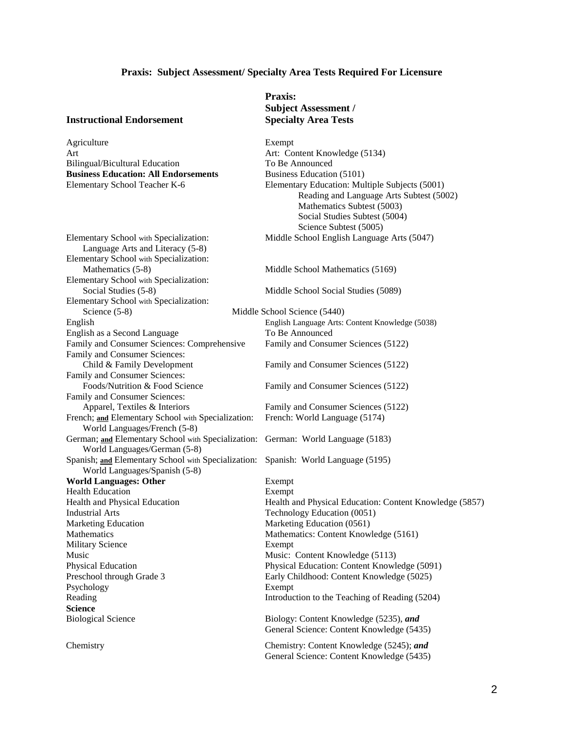## Praxis: Subject Assessment/ Specialty Area Tests Required For Licensure

| Instructional Endorsement | Praxis: Subject Assessment / Specialty Area Tests |
|---|---|
| Agriculture | Exempt |
| Art | Art: Content Knowledge (5134) |
| Bilingual/Bicultural Education | To Be Announced |
| **Business Education: All Endorsements** | Business Education (5101) |
| Elementary School Teacher K-6 | Elementary Education: Multiple Subjects (5001)<br>Reading and Language Arts Subtest (5002)<br>Mathematics Subtest (5003)<br>Social Studies Subtest (5004)<br>Science Subtest (5005) |
| Elementary School with Specialization: Language Arts and Literacy (5-8) | Middle School English Language Arts (5047) |
| Elementary School with Specialization: Mathematics (5-8) | Middle School Mathematics (5169) |
| Elementary School with Specialization: Social Studies (5-8) | Middle School Social Studies (5089) |
| Elementary School with Specialization: Science (5-8) | Middle School Science (5440) |
| English | English Language Arts: Content Knowledge (5038) |
| English as a Second Language | To Be Announced |
| Family and Consumer Sciences: Comprehensive | Family and Consumer Sciences (5122) |
| Family and Consumer Sciences: Child & Family Development | Family and Consumer Sciences (5122) |
| Family and Consumer Sciences: Foods/Nutrition & Food Science | Family and Consumer Sciences (5122) |
| Family and Consumer Sciences: Apparel, Textiles & Interiors | Family and Consumer Sciences (5122) |
| French; **and** Elementary School with Specialization: World Languages/French (5-8) | French: World Language (5174) |
| German; **and** Elementary School with Specialization: World Languages/German (5-8) | German: World Language (5183) |
| Spanish; **and** Elementary School with Specialization: World Languages/Spanish (5-8) | Spanish: World Language (5195) |
| **World Languages: Other** | Exempt |
| Health Education | Exempt |
| Health and Physical Education | Health and Physical Education: Content Knowledge (5857) |
| Industrial Arts | Technology Education (0051) |
| Marketing Education | Marketing Education (0561) |
| Mathematics | Mathematics: Content Knowledge (5161) |
| Military Science | Exempt |
| Music | Music: Content Knowledge (5113) |
| Physical Education | Physical Education: Content Knowledge (5091) |
| Preschool through Grade 3 | Early Childhood: Content Knowledge (5025) |
| Psychology | Exempt |
| Reading | Introduction to the Teaching of Reading (5204) |
| **Science** | |
| Biological Science | Biology: Content Knowledge (5235), ***and***<br>General Science: Content Knowledge (5435) |
| Chemistry | Chemistry: Content Knowledge (5245); ***and***<br>General Science: Content Knowledge (5435) |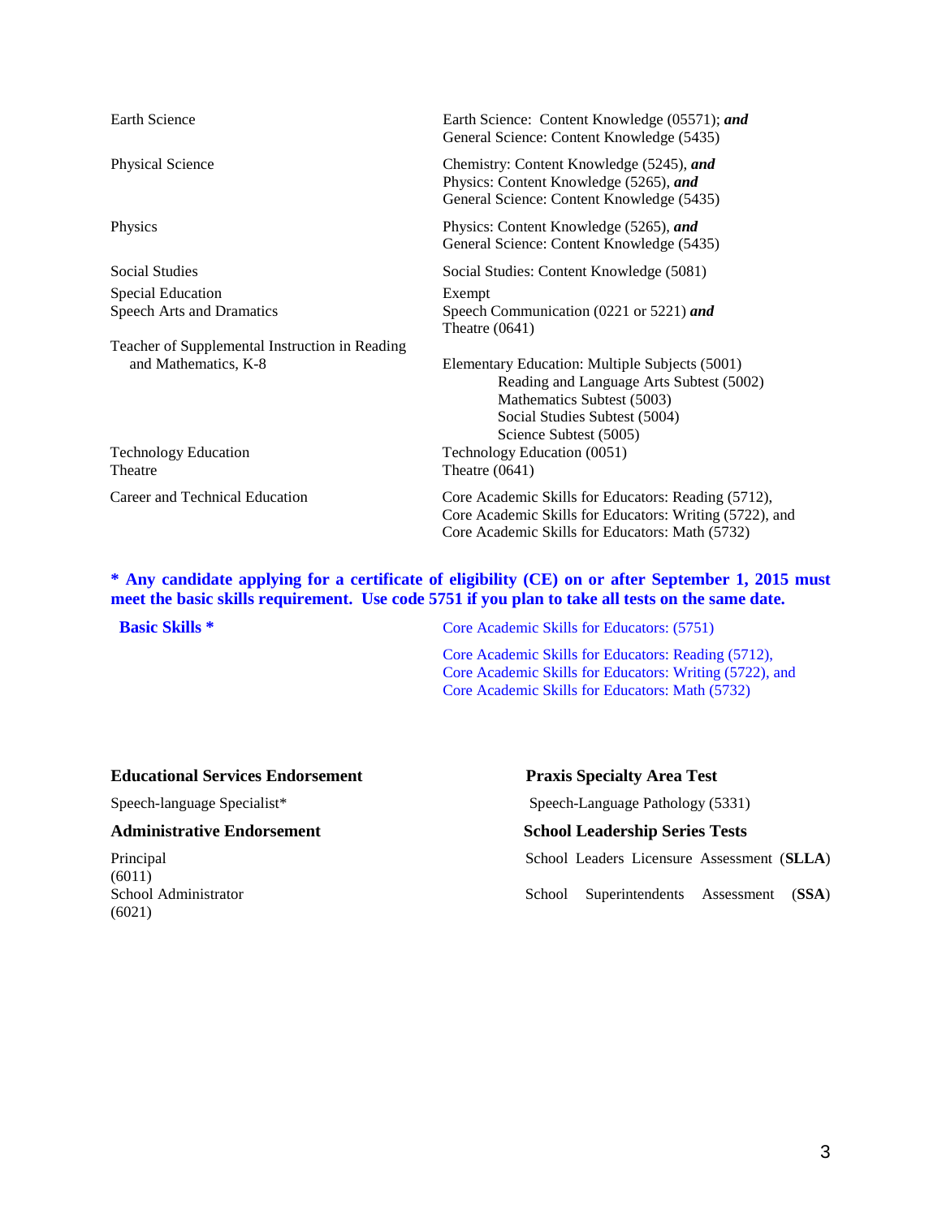| | |
|---|---|
| Earth Science | Earth Science: Content Knowledge (05571); ***and*** General Science: Content Knowledge (5435) |
| Physical Science | Chemistry: Content Knowledge (5245), ***and*** Physics: Content Knowledge (5265), ***and*** General Science: Content Knowledge (5435) |
| Physics | Physics: Content Knowledge (5265), ***and*** General Science: Content Knowledge (5435) |
| Social Studies | Social Studies: Content Knowledge (5081) |
| Special Education | Exempt |
| Speech Arts and Dramatics | Speech Communication (0221 or 5221) ***and*** Theatre (0641) |
| Teacher of Supplemental Instruction in Reading and Mathematics, K-8 | Elementary Education: Multiple Subjects (5001)<br>Reading and Language Arts Subtest (5002)<br>Mathematics Subtest (5003)<br>Social Studies Subtest (5004)<br>Science Subtest (5005) |
| Technology Education | Technology Education (0051) |
| Theatre | Theatre (0641) |
| Career and Technical Education | Core Academic Skills for Educators: Reading (5712), Core Academic Skills for Educators: Writing (5722), and Core Academic Skills for Educators: Math (5732) |

**\* Any candidate applying for a certificate of eligibility (CE) on or after September 1, 2015 must meet the basic skills requirement. Use code 5751 if you plan to take all tests on the same date.**

| | |
|---|---|
| **Basic Skills \*** | Core Academic Skills for Educators: (5751) |
| | Core Academic Skills for Educators: Reading (5712), Core Academic Skills for Educators: Writing (5722), and Core Academic Skills for Educators: Math (5732) |

| **Educational Services Endorsement** | **Praxis Specialty Area Test** |
|---|---|
| Speech-language Specialist* | Speech-Language Pathology (5331) |

| **Administrative Endorsement** | **School Leadership Series Tests** |
|---|---|
| Principal | School Leaders Licensure Assessment (**SLLA**) (6011) |
| School Administrator | School Superintendents Assessment (**SSA**) (6021) |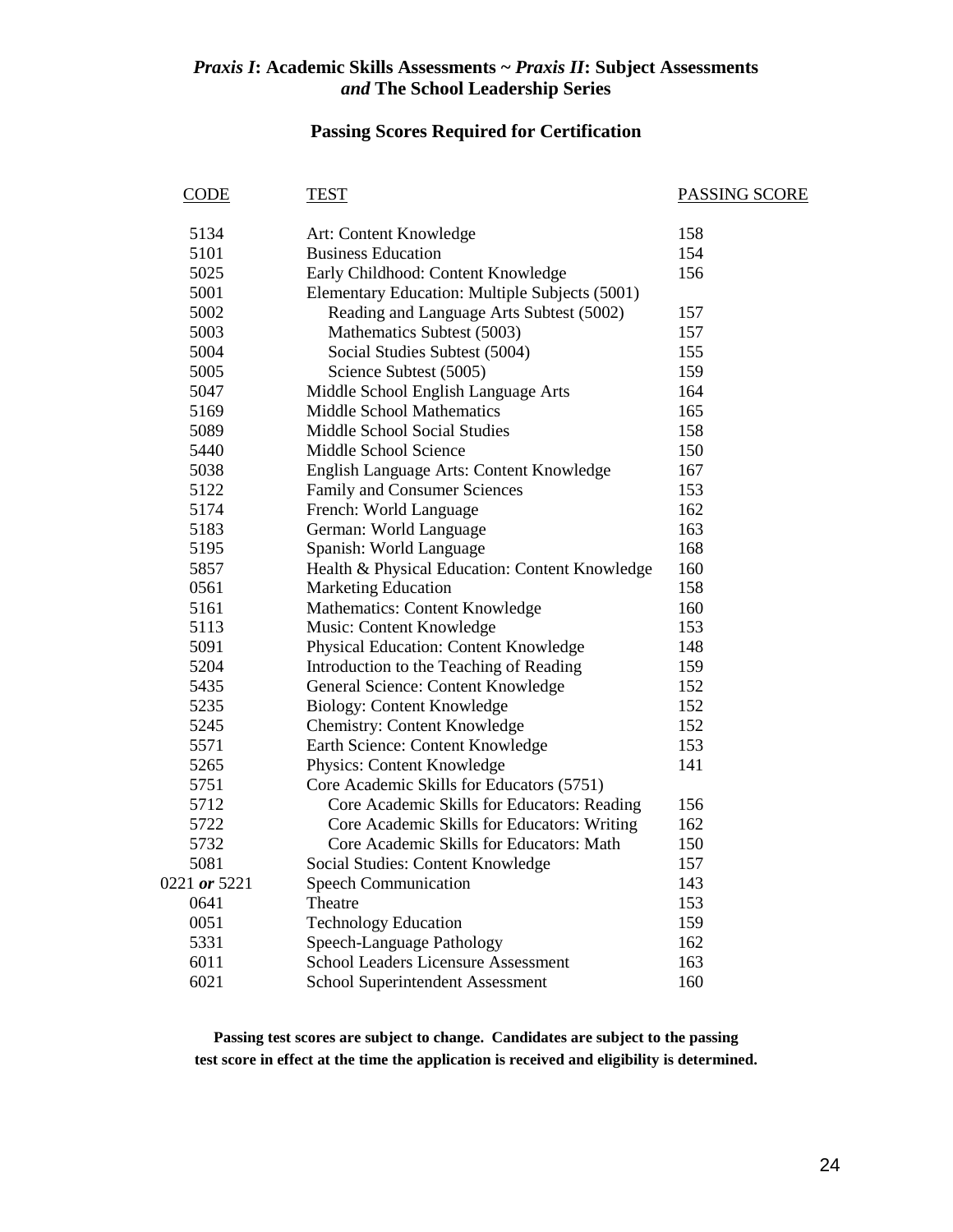## *Praxis I*: Academic Skills Assessments ~ *Praxis II*: Subject Assessments *and* The School Leadership Series

### Passing Scores Required for Certification

| CODE | TEST | PASSING SCORE |
|---|---|---|
| 5134 | Art: Content Knowledge | 158 |
| 5101 | Business Education | 154 |
| 5025 | Early Childhood: Content Knowledge | 156 |
| 5001 | Elementary Education: Multiple Subjects (5001) | |
| 5002 | Reading and Language Arts Subtest (5002) | 157 |
| 5003 | Mathematics Subtest (5003) | 157 |
| 5004 | Social Studies Subtest (5004) | 155 |
| 5005 | Science Subtest (5005) | 159 |
| 5047 | Middle School English Language Arts | 164 |
| 5169 | Middle School Mathematics | 165 |
| 5089 | Middle School Social Studies | 158 |
| 5440 | Middle School Science | 150 |
| 5038 | English Language Arts: Content Knowledge | 167 |
| 5122 | Family and Consumer Sciences | 153 |
| 5174 | French: World Language | 162 |
| 5183 | German: World Language | 163 |
| 5195 | Spanish: World Language | 168 |
| 5857 | Health & Physical Education: Content Knowledge | 160 |
| 0561 | Marketing Education | 158 |
| 5161 | Mathematics: Content Knowledge | 160 |
| 5113 | Music: Content Knowledge | 153 |
| 5091 | Physical Education: Content Knowledge | 148 |
| 5204 | Introduction to the Teaching of Reading | 159 |
| 5435 | General Science: Content Knowledge | 152 |
| 5235 | Biology: Content Knowledge | 152 |
| 5245 | Chemistry: Content Knowledge | 152 |
| 5571 | Earth Science: Content Knowledge | 153 |
| 5265 | Physics: Content Knowledge | 141 |
| 5751 | Core Academic Skills for Educators (5751) | |
| 5712 | Core Academic Skills for Educators: Reading | 156 |
| 5722 | Core Academic Skills for Educators: Writing | 162 |
| 5732 | Core Academic Skills for Educators: Math | 150 |
| 5081 | Social Studies: Content Knowledge | 157 |
| 0221 ***or*** 5221 | Speech Communication | 143 |
| 0641 | Theatre | 153 |
| 0051 | Technology Education | 159 |
| 5331 | Speech-Language Pathology | 162 |
| 6011 | School Leaders Licensure Assessment | 163 |
| 6021 | School Superintendent Assessment | 160 |

**Passing test scores are subject to change. Candidates are subject to the passing test score in effect at the time the application is received and eligibility is determined.**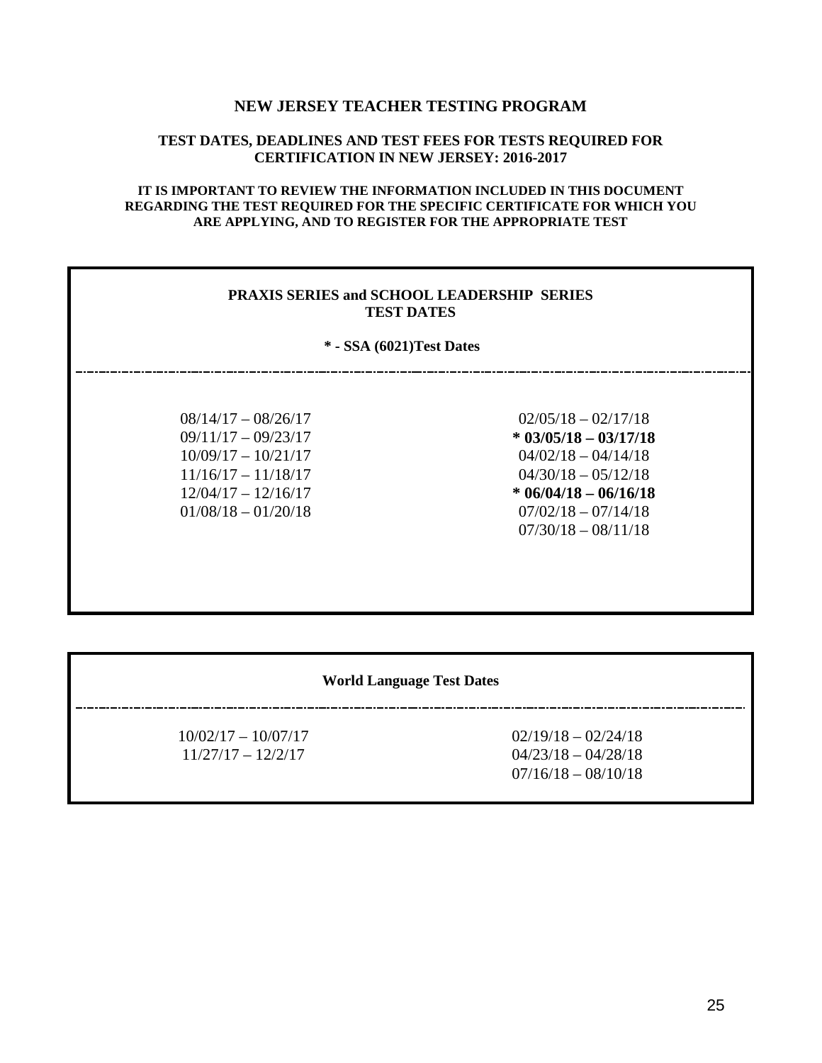# NEW JERSEY TEACHER TESTING PROGRAM

## TEST DATES, DEADLINES AND TEST FEES FOR TESTS REQUIRED FOR CERTIFICATION IN NEW JERSEY: 2016-2017

**IT IS IMPORTANT TO REVIEW THE INFORMATION INCLUDED IN THIS DOCUMENT REGARDING THE TEST REQUIRED FOR THE SPECIFIC CERTIFICATE FOR WHICH YOU ARE APPLYING, AND TO REGISTER FOR THE APPROPRIATE TEST**

### PRAXIS SERIES and SCHOOL LEADERSHIP SERIES TEST DATES

**\* - SSA (6021)Test Dates**

| | |
|---|---|
| 08/14/17 – 08/26/17 | 02/05/18 – 02/17/18 |
| 09/11/17 – 09/23/17 | **\* 03/05/18 – 03/17/18** |
| 10/09/17 – 10/21/17 | 04/02/18 – 04/14/18 |
| 11/16/17 – 11/18/17 | 04/30/18 – 05/12/18 |
| 12/04/17 – 12/16/17 | **\* 06/04/18 – 06/16/18** |
| 01/08/18 – 01/20/18 | 07/02/18 – 07/14/18 |
| | 07/30/18 – 08/11/18 |

### World Language Test Dates

| | |
|---|---|
| 10/02/17 – 10/07/17 | 02/19/18 – 02/24/18 |
| 11/27/17 – 12/2/17 | 04/23/18 – 04/28/18 |
| | 07/16/18 – 08/10/18 |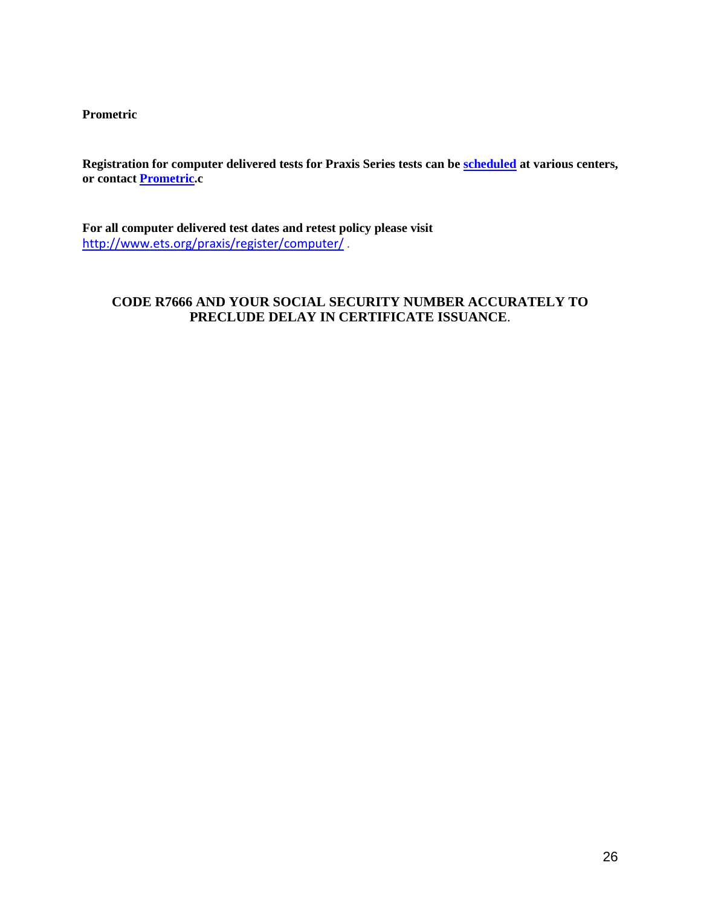**Prometric**

**Registration for computer delivered tests for Praxis Series tests can be scheduled at various centers, or contact Prometric.c**

**For all computer delivered test dates and retest policy please visit** http://www.ets.org/praxis/register/computer/ .

**CODE R7666 AND YOUR SOCIAL SECURITY NUMBER ACCURATELY TO PRECLUDE DELAY IN CERTIFICATE ISSUANCE**.